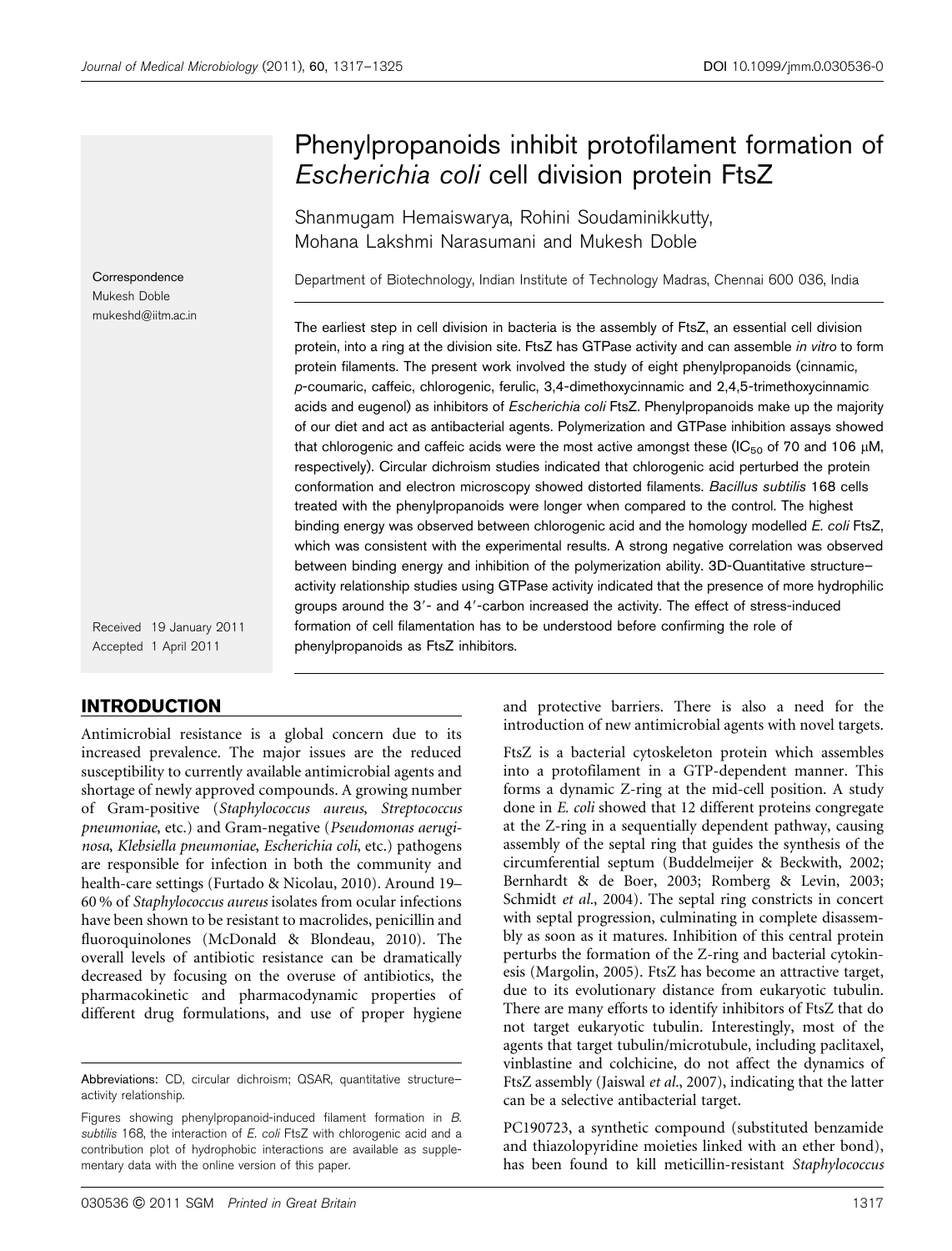# Phenylpropanoids inhibit protofilament formation of *Escherichia coli* cell division protein FtsZ

Shanmugam Hemaiswarya, Rohini Soudaminikkutty, Mohana Lakshmi Narasumani and Mukesh Doble

Department of Biotechnology, Indian Institute of Technology Madras, Chennai 600 036, India

Correspondence
Mukesh Doble
mukeshd@iitm.ac.in

The earliest step in cell division in bacteria is the assembly of FtsZ, an essential cell division protein, into a ring at the division site. FtsZ has GTPase activity and can assemble *in vitro* to form protein filaments. The present work involved the study of eight phenylpropanoids (cinnamic, *p*-coumaric, caffeic, chlorogenic, ferulic, 3,4-dimethoxycinnamic and 2,4,5-trimethoxycinnamic acids and eugenol) as inhibitors of *Escherichia coli* FtsZ. Phenylpropanoids make up the majority of our diet and act as antibacterial agents. Polymerization and GTPase inhibition assays showed that chlorogenic and caffeic acids were the most active amongst these ($IC_{50}$ of 70 and 106 μM, respectively). Circular dichroism studies indicated that chlorogenic acid perturbed the protein conformation and electron microscopy showed distorted filaments. *Bacillus subtilis* 168 cells treated with the phenylpropanoids were longer when compared to the control. The highest binding energy was observed between chlorogenic acid and the homology modelled *E. coli* FtsZ, which was consistent with the experimental results. A strong negative correlation was observed between binding energy and inhibition of the polymerization ability. 3D-Quantitative structure–activity relationship studies using GTPase activity indicated that the presence of more hydrophilic groups around the 3′- and 4′-carbon increased the activity. The effect of stress-induced formation of cell filamentation has to be understood before confirming the role of phenylpropanoids as FtsZ inhibitors.

Received 19 January 2011
Accepted 1 April 2011

## INTRODUCTION

Antimicrobial resistance is a global concern due to its increased prevalence. The major issues are the reduced susceptibility to currently available antimicrobial agents and shortage of newly approved compounds. A growing number of Gram-positive (*Staphylococcus aureus*, *Streptococcus pneumoniae*, etc.) and Gram-negative (*Pseudomonas aeruginosa*, *Klebsiella pneumoniae*, *Escherichia coli*, etc.) pathogens are responsible for infection in both the community and health-care settings (Furtado & Nicolau, 2010). Around 19–60 % of *Staphylococcus aureus* isolates from ocular infections have been shown to be resistant to macrolides, penicillin and fluoroquinolones (McDonald & Blondeau, 2010). The overall levels of antibiotic resistance can be dramatically decreased by focusing on the overuse of antibiotics, the pharmacokinetic and pharmacodynamic properties of different drug formulations, and use of proper hygiene and protective barriers. There is also a need for the introduction of new antimicrobial agents with novel targets.

FtsZ is a bacterial cytoskeleton protein which assembles into a protofilament in a GTP-dependent manner. This forms a dynamic Z-ring at the mid-cell position. A study done in *E. coli* showed that 12 different proteins congregate at the Z-ring in a sequentially dependent pathway, causing assembly of the septal ring that guides the synthesis of the circumferential septum (Buddelmeijer & Beckwith, 2002; Bernhardt & de Boer, 2003; Romberg & Levin, 2003; Schmidt *et al.*, 2004). The septal ring constricts in concert with septal progression, culminating in complete disassembly as soon as it matures. Inhibition of this central protein perturbs the formation of the Z-ring and bacterial cytokinesis (Margolin, 2005). FtsZ has become an attractive target, due to its evolutionary distance from eukaryotic tubulin. There are many efforts to identify inhibitors of FtsZ that do not target eukaryotic tubulin. Interestingly, most of the agents that target tubulin/microtubule, including paclitaxel, vinblastine and colchicine, do not affect the dynamics of FtsZ assembly (Jaiswal *et al.*, 2007), indicating that the latter can be a selective antibacterial target.

PC190723, a synthetic compound (substituted benzamide and thiazolopyridine moieties linked with an ether bond), has been found to kill meticillin-resistant *Staphylococcus*

Abbreviations: CD, circular dichroism; QSAR, quantitative structure–activity relationship.

Figures showing phenylpropanoid-induced filament formation in *B. subtilis* 168, the interaction of *E. coli* FtsZ with chlorogenic acid and a contribution plot of hydrophobic interactions are available as supplementary data with the online version of this paper.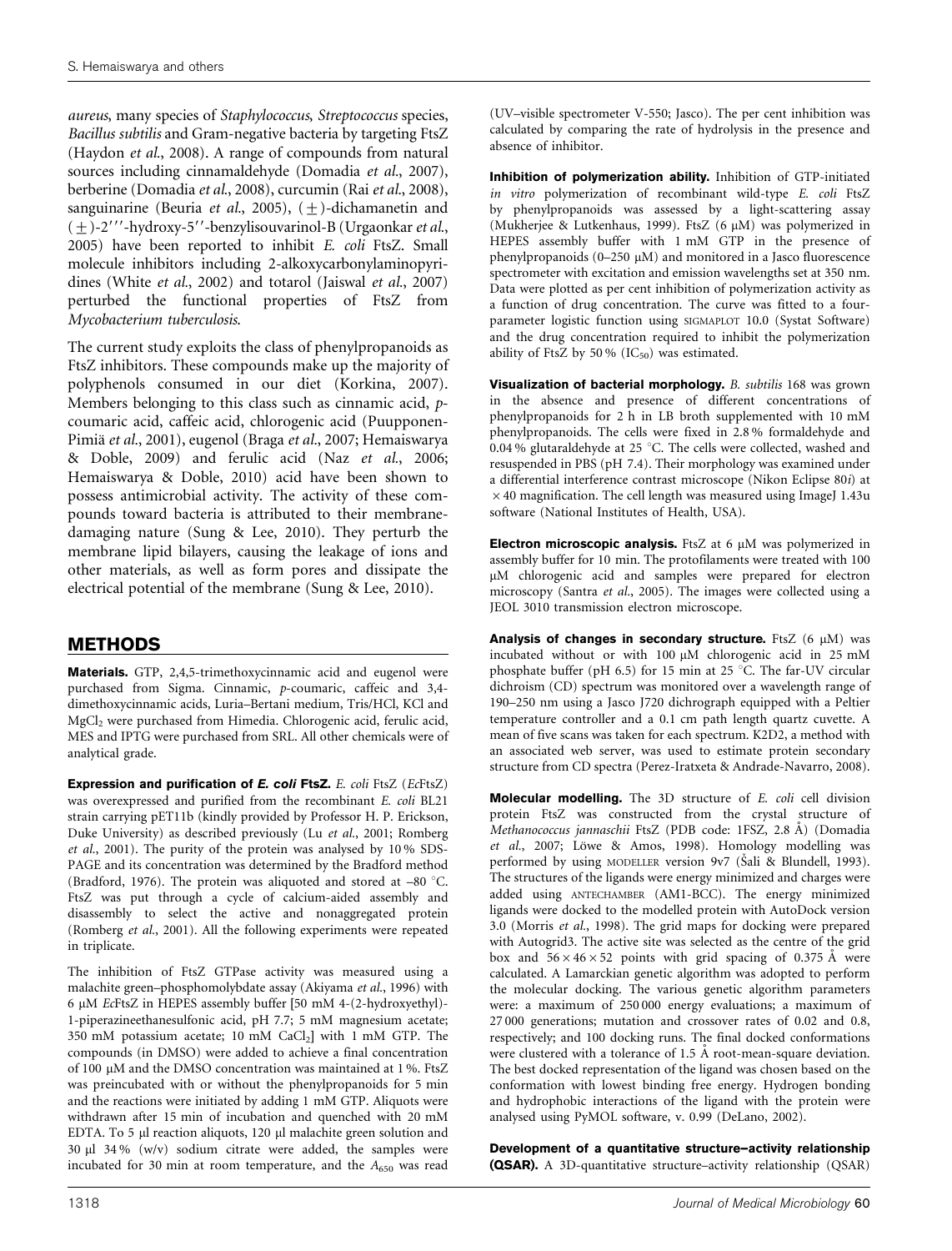aureus, many species of *Staphylococcus*, *Streptococcus* species, *Bacillus subtilis* and Gram-negative bacteria by targeting FtsZ (Haydon *et al.*, 2008). A range of compounds from natural sources including cinnamaldehyde (Domadia *et al.*, 2007), berberine (Domadia *et al.*, 2008), curcumin (Rai *et al.*, 2008), sanguinarine (Beuria *et al.*, 2005), (±)-dichamanetin and (±)-2‴-hydroxy-5″-benzylisouvarinol-B (Urgaonkar *et al.*, 2005) have been reported to inhibit *E. coli* FtsZ. Small molecule inhibitors including 2-alkoxycarbonylaminopyridines (White *et al.*, 2002) and totarol (Jaiswal *et al.*, 2007) perturbed the functional properties of FtsZ from *Mycobacterium tuberculosis*.

The current study exploits the class of phenylpropanoids as FtsZ inhibitors. These compounds make up the majority of polyphenols consumed in our diet (Korkina, 2007). Members belonging to this class such as cinnamic acid, *p*-coumaric acid, caffeic acid, chlorogenic acid (Puupponen-Pimiä *et al.*, 2001), eugenol (Braga *et al.*, 2007; Hemaiswarya & Doble, 2009) and ferulic acid (Naz *et al.*, 2006; Hemaiswarya & Doble, 2010) acid have been shown to possess antimicrobial activity. The activity of these compounds toward bacteria is attributed to their membrane-damaging nature (Sung & Lee, 2010). They perturb the membrane lipid bilayers, causing the leakage of ions and other materials, as well as form pores and dissipate the electrical potential of the membrane (Sung & Lee, 2010).

## METHODS

**Materials.** GTP, 2,4,5-trimethoxycinnamic acid and eugenol were purchased from Sigma. Cinnamic, *p*-coumaric, caffeic and 3,4-dimethoxycinnamic acids, Luria–Bertani medium, Tris/HCl, KCl and $MgCl_2$ were purchased from Himedia. Chlorogenic acid, ferulic acid, MES and IPTG were purchased from SRL. All other chemicals were of analytical grade.

**Expression and purification of *E. coli* FtsZ.** *E. coli* FtsZ (*Ec*FtsZ) was overexpressed and purified from the recombinant *E. coli* BL21 strain carrying pET11b (kindly provided by Professor H. P. Erickson, Duke University) as described previously (Lu *et al.*, 2001; Romberg *et al.*, 2001). The purity of the protein was analysed by 10 % SDS-PAGE and its concentration was determined by the Bradford method (Bradford, 1976). The protein was aliquoted and stored at –80 °C. FtsZ was put through a cycle of calcium-aided assembly and disassembly to select the active and nonaggregated protein (Romberg *et al.*, 2001). All the following experiments were repeated in triplicate.

The inhibition of FtsZ GTPase activity was measured using a malachite green–phosphomolybdate assay (Akiyama *et al.*, 1996) with 6 μM *Ec*FtsZ in HEPES assembly buffer [50 mM 4-(2-hydroxyethyl)-1-piperazineethanesulfonic acid, pH 7.7; 5 mM magnesium acetate; 350 mM potassium acetate; 10 mM $CaCl_2$] with 1 mM GTP. The compounds (in DMSO) were added to achieve a final concentration of 100 μM and the DMSO concentration was maintained at 1 %. FtsZ was preincubated with or without the phenylpropanoids for 5 min and the reactions were initiated by adding 1 mM GTP. Aliquots were withdrawn after 15 min of incubation and quenched with 20 mM EDTA. To 5 μl reaction aliquots, 120 μl malachite green solution and 30 μl 34 % (w/v) sodium citrate were added, the samples were incubated for 30 min at room temperature, and the $A_{650}$ was read (UV–visible spectrometer V-550; Jasco). The per cent inhibition was calculated by comparing the rate of hydrolysis in the presence and absence of inhibitor.

**Inhibition of polymerization ability.** Inhibition of GTP-initiated *in vitro* polymerization of recombinant wild-type *E. coli* FtsZ by phenylpropanoids was assessed by a light-scattering assay (Mukherjee & Lutkenhaus, 1999). FtsZ (6 μM) was polymerized in HEPES assembly buffer with 1 mM GTP in the presence of phenylpropanoids (0–250 μM) and monitored in a Jasco fluorescence spectrometer with excitation and emission wavelengths set at 350 nm. Data were plotted as per cent inhibition of polymerization activity as a function of drug concentration. The curve was fitted to a four-parameter logistic function using SIGMAPLOT 10.0 (Systat Software) and the drug concentration required to inhibit the polymerization ability of FtsZ by 50 % ($IC_{50}$) was estimated.

**Visualization of bacterial morphology.** *B. subtilis* 168 was grown in the absence and presence of different concentrations of phenylpropanoids for 2 h in LB broth supplemented with 10 mM phenylpropanoids. The cells were fixed in 2.8 % formaldehyde and 0.04 % glutaraldehyde at 25 °C. The cells were collected, washed and resuspended in PBS (pH 7.4). Their morphology was examined under a differential interference contrast microscope (Nikon Eclipse 80*i*) at ×40 magnification. The cell length was measured using ImageJ 1.43u software (National Institutes of Health, USA).

**Electron microscopic analysis.** FtsZ at 6 μM was polymerized in assembly buffer for 10 min. The protofilaments were treated with 100 μM chlorogenic acid and samples were prepared for electron microscopy (Santra *et al.*, 2005). The images were collected using a JEOL 3010 transmission electron microscope.

**Analysis of changes in secondary structure.** FtsZ (6 μM) was incubated without or with 100 μM chlorogenic acid in 25 mM phosphate buffer (pH 6.5) for 15 min at 25 °C. The far-UV circular dichroism (CD) spectrum was monitored over a wavelength range of 190–250 nm using a Jasco J720 dichrograph equipped with a Peltier temperature controller and a 0.1 cm path length quartz cuvette. A mean of five scans was taken for each spectrum. K2D2, a method with an associated web server, was used to estimate protein secondary structure from CD spectra (Perez-Iratxeta & Andrade-Navarro, 2008).

**Molecular modelling.** The 3D structure of *E. coli* cell division protein FtsZ was constructed from the crystal structure of *Methanococcus jannaschii* FtsZ (PDB code: 1FSZ, 2.8 Å) (Domadia *et al.*, 2007; Löwe & Amos, 1998). Homology modelling was performed by using MODELLER version 9v7 (Šali & Blundell, 1993). The structures of the ligands were energy minimized and charges were added using ANTECHAMBER (AM1-BCC). The energy minimized ligands were docked to the modelled protein with AutoDock version 3.0 (Morris *et al.*, 1998). The grid maps for docking were prepared with Autogrid3. The active site was selected as the centre of the grid box and 56×46×52 points with grid spacing of 0.375 Å were calculated. A Lamarckian genetic algorithm was adopted to perform the molecular docking. The various genetic algorithm parameters were: a maximum of 250 000 energy evaluations; a maximum of 27 000 generations; mutation and crossover rates of 0.02 and 0.8, respectively; and 100 docking runs. The final docked conformations were clustered with a tolerance of 1.5 Å root-mean-square deviation. The best docked representation of the ligand was chosen based on the conformation with lowest binding free energy. Hydrogen bonding and hydrophobic interactions of the ligand with the protein were analysed using PyMOL software, v. 0.99 (DeLano, 2002).

**Development of a quantitative structure–activity relationship (QSAR).** A 3D-quantitative structure–activity relationship (QSAR)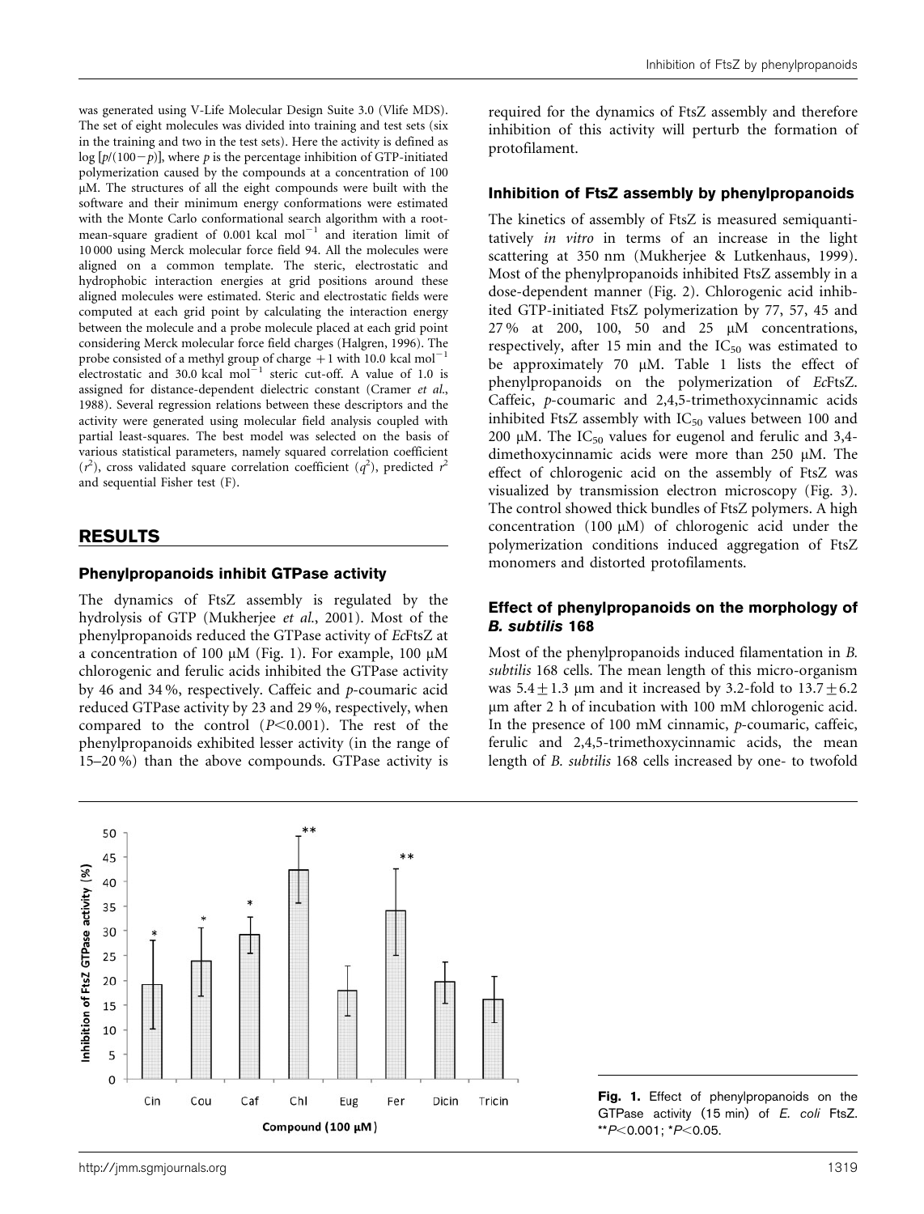was generated using V-Life Molecular Design Suite 3.0 (Vlife MDS). The set of eight molecules was divided into training and test sets (six in the training and two in the test sets). Here the activity is defined as $\log [p/(100-p)]$, where $p$ is the percentage inhibition of GTP-initiated polymerization caused by the compounds at a concentration of 100 μM. The structures of all the eight compounds were built with the software and their minimum energy conformations were estimated with the Monte Carlo conformational search algorithm with a root-mean-square gradient of 0.001 kcal $mol^{-1}$ and iteration limit of 10 000 using Merck molecular force field 94. All the molecules were aligned on a common template. The steric, electrostatic and hydrophobic interaction energies at grid positions around these aligned molecules were estimated. Steric and electrostatic fields were computed at each grid point by calculating the interaction energy between the molecule and a probe molecule placed at each grid point considering Merck molecular force field charges (Halgren, 1996). The probe consisted of a methyl group of charge +1 with 10.0 kcal $mol^{-1}$ electrostatic and 30.0 kcal $mol^{-1}$ steric cut-off. A value of 1.0 is assigned for distance-dependent dielectric constant (Cramer *et al.*, 1988). Several regression relations between these descriptors and the activity were generated using molecular field analysis coupled with partial least-squares. The best model was selected on the basis of various statistical parameters, namely squared correlation coefficient ($r^2$), cross validated square correlation coefficient ($q^2$), predicted $r^2$ and sequential Fisher test (F).

## RESULTS

### Phenylpropanoids inhibit GTPase activity

The dynamics of FtsZ assembly is regulated by the hydrolysis of GTP (Mukherjee *et al.*, 2001). Most of the phenylpropanoids reduced the GTPase activity of *Ec*FtsZ at a concentration of 100 μM (Fig. 1). For example, 100 μM chlorogenic and ferulic acids inhibited the GTPase activity by 46 and 34 %, respectively. Caffeic and *p*-coumaric acid reduced GTPase activity by 23 and 29 %, respectively, when compared to the control ($P<0.001$). The rest of the phenylpropanoids exhibited lesser activity (in the range of 15–20 %) than the above compounds. GTPase activity is required for the dynamics of FtsZ assembly and therefore inhibition of this activity will perturb the formation of protofilament.

### Inhibition of FtsZ assembly by phenylpropanoids

The kinetics of assembly of FtsZ is measured semiquantitatively *in vitro* in terms of an increase in the light scattering at 350 nm (Mukherjee & Lutkenhaus, 1999). Most of the phenylpropanoids inhibited FtsZ assembly in a dose-dependent manner (Fig. 2). Chlorogenic acid inhibited GTP-initiated FtsZ polymerization by 77, 57, 45 and 27 % at 200, 100, 50 and 25 μM concentrations, respectively, after 15 min and the $IC_{50}$ was estimated to be approximately 70 μM. Table 1 lists the effect of phenylpropanoids on the polymerization of *Ec*FtsZ. Caffeic, *p*-coumaric and 2,4,5-trimethoxycinnamic acids inhibited FtsZ assembly with $IC_{50}$ values between 100 and 200 μM. The $IC_{50}$ values for eugenol and ferulic and 3,4-dimethoxycinnamic acids were more than 250 μM. The effect of chlorogenic acid on the assembly of FtsZ was visualized by transmission electron microscopy (Fig. 3). The control showed thick bundles of FtsZ polymers. A high concentration (100 μM) of chlorogenic acid under the polymerization conditions induced aggregation of FtsZ monomers and distorted protofilaments.

### Effect of phenylpropanoids on the morphology of *B. subtilis* 168

Most of the phenylpropanoids induced filamentation in *B. subtilis* 168 cells. The mean length of this micro-organism was $5.4 \pm 1.3$ μm and it increased by 3.2-fold to $13.7 \pm 6.2$ μm after 2 h of incubation with 100 mM chlorogenic acid. In the presence of 100 mM cinnamic, *p*-coumaric, caffeic, ferulic and 2,4,5-trimethoxycinnamic acids, the mean length of *B. subtilis* 168 cells increased by one- to twofold

**Fig. 1.** Effect of phenylpropanoids on the GTPase activity (15 min) of *E. coli* FtsZ. $^{**}P<0.001$; $^{*}P<0.05$.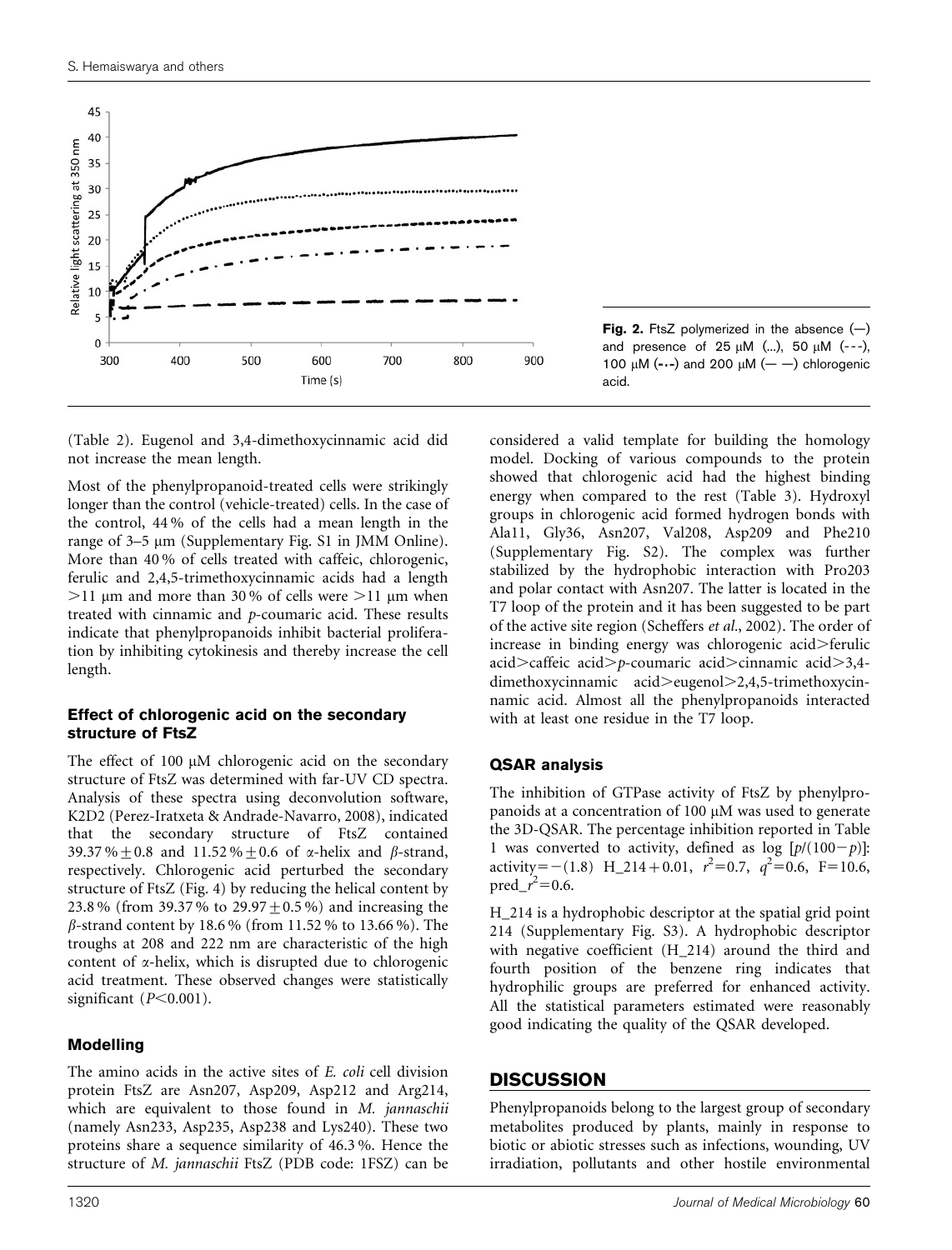Fig. 2. FtsZ polymerized in the absence (—) and presence of 25 μM (...), 50 μM (---), 100 μM (-‥-) and 200 μM (— —) chlorogenic acid.

(Table 2). Eugenol and 3,4-dimethoxycinnamic acid did not increase the mean length.

Most of the phenylpropanoid-treated cells were strikingly longer than the control (vehicle-treated) cells. In the case of the control, 44 % of the cells had a mean length in the range of 3–5 μm (Supplementary Fig. S1 in JMM Online). More than 40 % of cells treated with caffeic, chlorogenic, ferulic and 2,4,5-trimethoxycinnamic acids had a length >11 μm and more than 30 % of cells were >11 μm when treated with cinnamic and *p*-coumaric acid. These results indicate that phenylpropanoids inhibit bacterial proliferation by inhibiting cytokinesis and thereby increase the cell length.

### Effect of chlorogenic acid on the secondary structure of FtsZ

The effect of 100 μM chlorogenic acid on the secondary structure of FtsZ was determined with far-UV CD spectra. Analysis of these spectra using deconvolution software, K2D2 (Perez-Iratxeta & Andrade-Navarro, 2008), indicated that the secondary structure of FtsZ contained 39.37 % ± 0.8 and 11.52 % ± 0.6 of α-helix and β-strand, respectively. Chlorogenic acid perturbed the secondary structure of FtsZ (Fig. 4) by reducing the helical content by 23.8 % (from 39.37 % to 29.97 ± 0.5 %) and increasing the β-strand content by 18.6 % (from 11.52 % to 13.66 %). The troughs at 208 and 222 nm are characteristic of the high content of α-helix, which is disrupted due to chlorogenic acid treatment. These observed changes were statistically significant ($P<0.001$).

### Modelling

The amino acids in the active sites of *E. coli* cell division protein FtsZ are Asn207, Asp209, Asp212 and Arg214, which are equivalent to those found in *M. jannaschii* (namely Asn233, Asp235, Asp238 and Lys240). These two proteins share a sequence similarity of 46.3 %. Hence the structure of *M. jannaschii* FtsZ (PDB code: 1FSZ) can be considered a valid template for building the homology model. Docking of various compounds to the protein showed that chlorogenic acid had the highest binding energy when compared to the rest (Table 3). Hydroxyl groups in chlorogenic acid formed hydrogen bonds with Ala11, Gly36, Asn207, Val208, Asp209 and Phe210 (Supplementary Fig. S2). The complex was further stabilized by the hydrophobic interaction with Pro203 and polar contact with Asn207. The latter is located in the T7 loop of the protein and it has been suggested to be part of the active site region (Scheffers *et al.*, 2002). The order of increase in binding energy was chlorogenic acid>ferulic acid>caffeic acid>*p*-coumaric acid>cinnamic acid>3,4-dimethoxycinnamic acid>eugenol>2,4,5-trimethoxycinnamic acid. Almost all the phenylpropanoids interacted with at least one residue in the T7 loop.

### QSAR analysis

The inhibition of GTPase activity of FtsZ by phenylpropanoids at a concentration of 100 μM was used to generate the 3D-QSAR. The percentage inhibition reported in Table 1 was converted to activity, defined as $\log\,[p/(100-p)]$: activity $=-(1.8)$ H_214 $+\,0.01$, $r^2=0.7$, $q^2=0.6$, $F=10.6$, pred_$r^2=0.6$.

H_214 is a hydrophobic descriptor at the spatial grid point 214 (Supplementary Fig. S3). A hydrophobic descriptor with negative coefficient (H_214) around the third and fourth position of the benzene ring indicates that hydrophilic groups are preferred for enhanced activity. All the statistical parameters estimated were reasonably good indicating the quality of the QSAR developed.

## DISCUSSION

Phenylpropanoids belong to the largest group of secondary metabolites produced by plants, mainly in response to biotic or abiotic stresses such as infections, wounding, UV irradiation, pollutants and other hostile environmental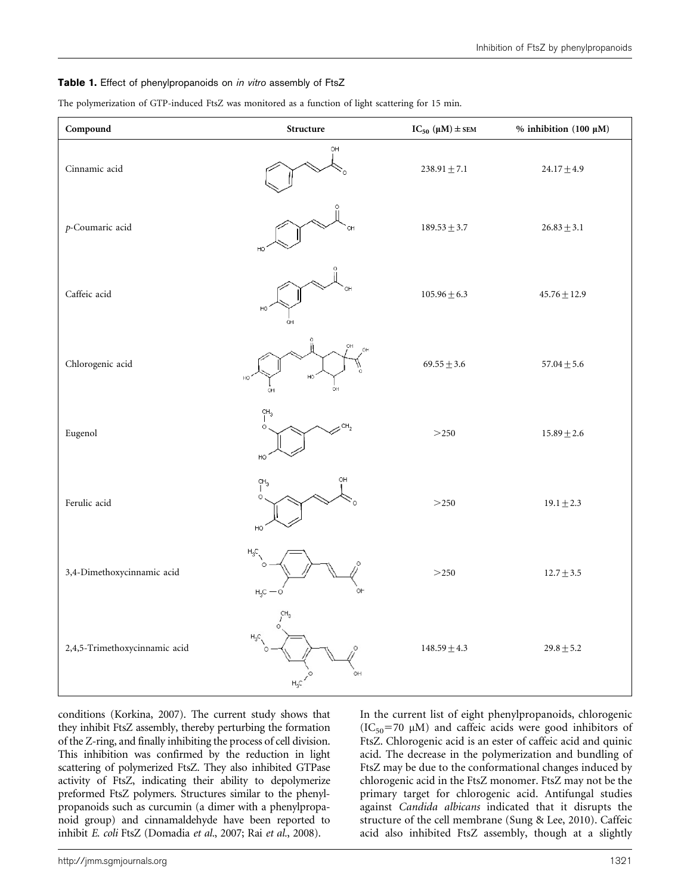**Table 1.** Effect of phenylpropanoids on *in vitro* assembly of FtsZ

The polymerization of GTP-induced FtsZ was monitored as a function of light scattering for 15 min.

| Compound | Structure | $IC_{50}$ (μM) ± SEM | % inhibition (100 μM) |
|---|---|---|---|
| Cinnamic acid | | $238.91 \pm 7.1$ | $24.17 \pm 4.9$ |
| *p*-Coumaric acid | | $189.53 \pm 3.7$ | $26.83 \pm 3.1$ |
| Caffeic acid | | $105.96 \pm 6.3$ | $45.76 \pm 12.9$ |
| Chlorogenic acid | | $69.55 \pm 3.6$ | $57.04 \pm 5.6$ |
| Eugenol | | >250 | $15.89 \pm 2.6$ |
| Ferulic acid | | >250 | $19.1 \pm 2.3$ |
| 3,4-Dimethoxycinnamic acid | | >250 | $12.7 \pm 3.5$ |
| 2,4,5-Trimethoxycinnamic acid | | $148.59 \pm 4.3$ | $29.8 \pm 5.2$ |

conditions (Korkina, 2007). The current study shows that they inhibit FtsZ assembly, thereby perturbing the formation of the Z-ring, and finally inhibiting the process of cell division. This inhibition was confirmed by the reduction in light scattering of polymerized FtsZ. They also inhibited GTPase activity of FtsZ, indicating their ability to depolymerize preformed FtsZ polymers. Structures similar to the phenylpropanoids such as curcumin (a dimer with a phenylpropanoid group) and cinnamaldehyde have been reported to inhibit *E. coli* FtsZ (Domadia *et al.*, 2007; Rai *et al.*, 2008).

In the current list of eight phenylpropanoids, chlorogenic ($IC_{50}$=70 μM) and caffeic acids were good inhibitors of FtsZ. Chlorogenic acid is an ester of caffeic acid and quinic acid. The decrease in the polymerization and bundling of FtsZ may be due to the conformational changes induced by chlorogenic acid in the FtsZ monomer. FtsZ may not be the primary target for chlorogenic acid. Antifungal studies against *Candida albicans* indicated that it disrupts the structure of the cell membrane (Sung & Lee, 2010). Caffeic acid also inhibited FtsZ assembly, though at a slightly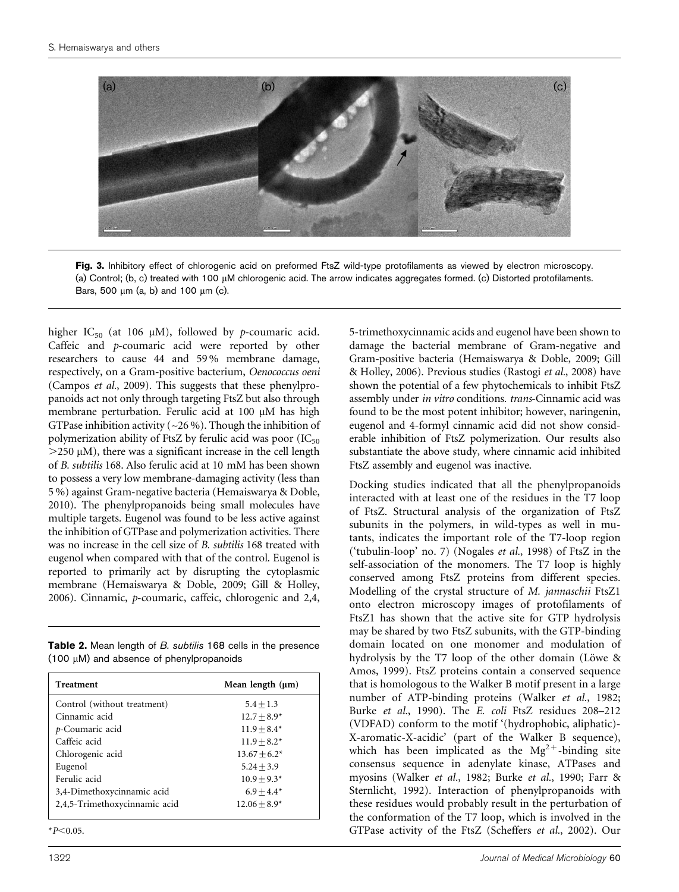Fig. 3. Inhibitory effect of chlorogenic acid on preformed FtsZ wild-type protofilaments as viewed by electron microscopy. (a) Control; (b, c) treated with 100 μM chlorogenic acid. The arrow indicates aggregates formed. (c) Distorted protofilaments. Bars, 500 μm (a, b) and 100 μm (c).

higher $IC_{50}$ (at 106 μM), followed by *p*-coumaric acid. Caffeic and *p*-coumaric acid were reported by other researchers to cause 44 and 59 % membrane damage, respectively, on a Gram-positive bacterium, *Oenococcus oeni* (Campos *et al.*, 2009). This suggests that these phenylpropanoids act not only through targeting FtsZ but also through membrane perturbation. Ferulic acid at 100 μM has high GTPase inhibition activity (~26 %). Though the inhibition of polymerization ability of FtsZ by ferulic acid was poor ($IC_{50}$ >250 μM), there was a significant increase in the cell length of *B. subtilis* 168. Also ferulic acid at 10 mM has been shown to possess a very low membrane-damaging activity (less than 5 %) against Gram-negative bacteria (Hemaiswarya & Doble, 2010). The phenylpropanoids being small molecules have multiple targets. Eugenol was found to be less active against the inhibition of GTPase and polymerization activities. There was no increase in the cell size of *B. subtilis* 168 treated with eugenol when compared with that of the control. Eugenol is reported to primarily act by disrupting the cytoplasmic membrane (Hemaiswarya & Doble, 2009; Gill & Holley, 2006). Cinnamic, *p*-coumaric, caffeic, chlorogenic and 2,4,5-trimethoxycinnamic acids and eugenol have been shown to damage the bacterial membrane of Gram-negative and Gram-positive bacteria (Hemaiswarya & Doble, 2009; Gill & Holley, 2006). Previous studies (Rastogi *et al.*, 2008) have shown the potential of a few phytochemicals to inhibit FtsZ assembly under *in vitro* conditions. *trans*-Cinnamic acid was found to be the most potent inhibitor; however, naringenin, eugenol and 4-formyl cinnamic acid did not show considerable inhibition of FtsZ polymerization. Our results also substantiate the above study, where cinnamic acid inhibited FtsZ assembly and eugenol was inactive.

**Table 2.** Mean length of *B. subtilis* 168 cells in the presence (100 μM) and absence of phenylpropanoids

| Treatment | Mean length (μm) |
|---|---|
| Control (without treatment) | 5.4 ± 1.3 |
| Cinnamic acid | 12.7 ± 8.9* |
| *p*-Coumaric acid | 11.9 ± 8.4* |
| Caffeic acid | 11.9 ± 8.2* |
| Chlorogenic acid | 13.67 ± 6.2* |
| Eugenol | 5.24 ± 3.9 |
| Ferulic acid | 10.9 ± 9.3* |
| 3,4-Dimethoxycinnamic acid | 6.9 ± 4.4* |
| 2,4,5-Trimethoxycinnamic acid | 12.06 ± 8.9* |

*$P < 0.05$.

Docking studies indicated that all the phenylpropanoids interacted with at least one of the residues in the T7 loop of FtsZ. Structural analysis of the organization of FtsZ subunits in the polymers, in wild-types as well in mutants, indicates the important role of the T7-loop region ('tubulin-loop' no. 7) (Nogales *et al.*, 1998) of FtsZ in the self-association of the monomers. The T7 loop is highly conserved among FtsZ proteins from different species. Modelling of the crystal structure of *M. jannaschii* FtsZ1 onto electron microscopy images of protofilaments of FtsZ1 has shown that the active site for GTP hydrolysis may be shared by two FtsZ subunits, with the GTP-binding domain located on one monomer and modulation of hydrolysis by the T7 loop of the other domain (Löwe & Amos, 1999). FtsZ proteins contain a conserved sequence that is homologous to the Walker B motif present in a large number of ATP-binding proteins (Walker *et al.*, 1982; Burke *et al.*, 1990). The *E. coli* FtsZ residues 208–212 (VDFAD) conform to the motif '(hydrophobic, aliphatic)-X-aromatic-X-acidic' (part of the Walker B sequence), which has been implicated as the $Mg^{2+}$-binding site consensus sequence in adenylate kinase, ATPases and myosins (Walker *et al.*, 1982; Burke *et al.*, 1990; Farr & Sternlicht, 1992). Interaction of phenylpropanoids with these residues would probably result in the perturbation of the conformation of the T7 loop, which is involved in the GTPase activity of the FtsZ (Scheffers *et al.*, 2002). Our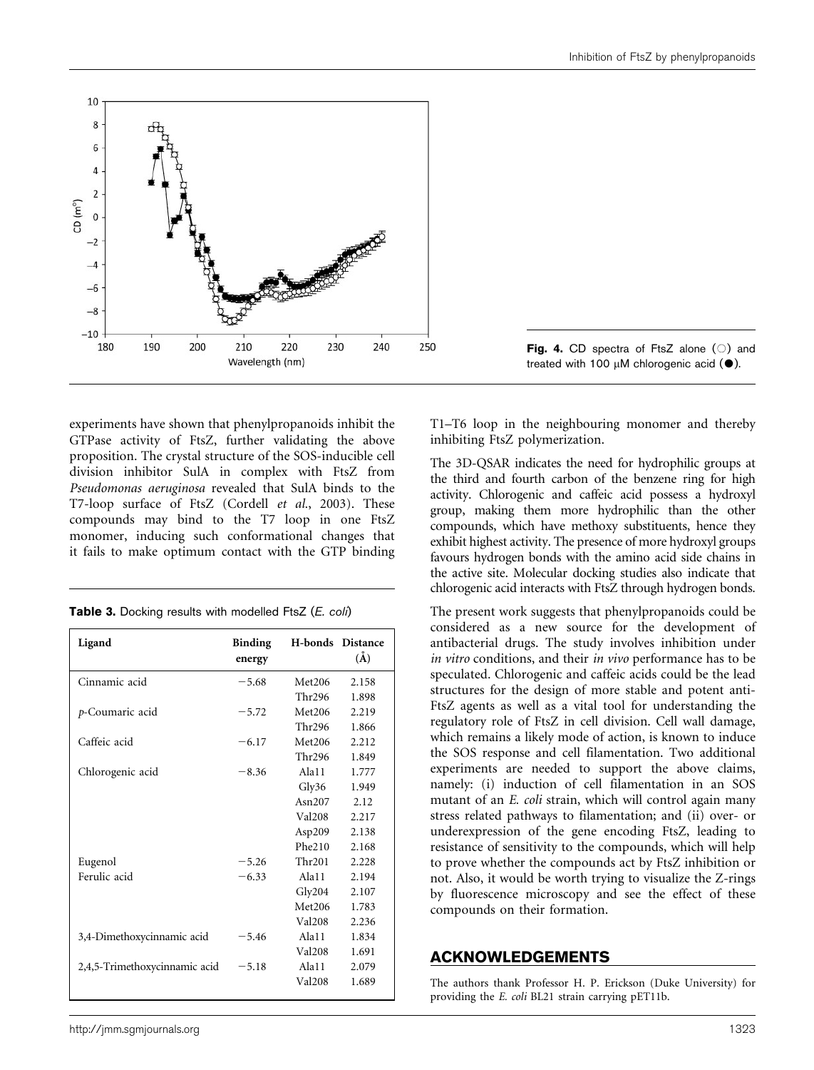Fig. 4. CD spectra of FtsZ alone (○) and treated with 100 μM chlorogenic acid (●).

experiments have shown that phenylpropanoids inhibit the GTPase activity of FtsZ, further validating the above proposition. The crystal structure of the SOS-inducible cell division inhibitor SulA in complex with FtsZ from *Pseudomonas aeruginosa* revealed that SulA binds to the T7-loop surface of FtsZ (Cordell *et al.*, 2003). These compounds may bind to the T7 loop in one FtsZ monomer, inducing such conformational changes that it fails to make optimum contact with the GTP binding T1–T6 loop in the neighbouring monomer and thereby inhibiting FtsZ polymerization.

**Table 3.** Docking results with modelled FtsZ (*E. coli*)

| Ligand | Binding energy | H-bonds | Distance (Å) |
|---|---|---|---|
| Cinnamic acid | −5.68 | Met206 | 2.158 |
| | | Thr296 | 1.898 |
| *p*-Coumaric acid | −5.72 | Met206 | 2.219 |
| | | Thr296 | 1.866 |
| Caffeic acid | −6.17 | Met206 | 2.212 |
| | | Thr296 | 1.849 |
| Chlorogenic acid | −8.36 | Ala11 | 1.777 |
| | | Gly36 | 1.949 |
| | | Asn207 | 2.12 |
| | | Val208 | 2.217 |
| | | Asp209 | 2.138 |
| | | Phe210 | 2.168 |
| Eugenol | −5.26 | Thr201 | 2.228 |
| Ferulic acid | −6.33 | Ala11 | 2.194 |
| | | Gly204 | 2.107 |
| | | Met206 | 1.783 |
| | | Val208 | 2.236 |
| 3,4-Dimethoxycinnamic acid | −5.46 | Ala11 | 1.834 |
| | | Val208 | 1.691 |
| 2,4,5-Trimethoxycinnamic acid | −5.18 | Ala11 | 2.079 |
| | | Val208 | 1.689 |

The 3D-QSAR indicates the need for hydrophilic groups at the third and fourth carbon of the benzene ring for high activity. Chlorogenic and caffeic acid possess a hydroxyl group, making them more hydrophilic than the other compounds, which have methoxy substituents, hence they exhibit highest activity. The presence of more hydroxyl groups favours hydrogen bonds with the amino acid side chains in the active site. Molecular docking studies also indicate that chlorogenic acid interacts with FtsZ through hydrogen bonds.

The present work suggests that phenylpropanoids could be considered as a new source for the development of antibacterial drugs. The study involves inhibition under *in vitro* conditions, and their *in vivo* performance has to be speculated. Chlorogenic and caffeic acids could be the lead structures for the design of more stable and potent anti-FtsZ agents as well as a vital tool for understanding the regulatory role of FtsZ in cell division. Cell wall damage, which remains a likely mode of action, is known to induce the SOS response and cell filamentation. Two additional experiments are needed to support the above claims, namely: (i) induction of cell filamentation in an SOS mutant of an *E. coli* strain, which will control again many stress related pathways to filamentation; and (ii) over- or underexpression of the gene encoding FtsZ, leading to resistance of sensitivity to the compounds, which will help to prove whether the compounds act by FtsZ inhibition or not. Also, it would be worth trying to visualize the Z-rings by fluorescence microscopy and see the effect of these compounds on their formation.

## ACKNOWLEDGEMENTS

The authors thank Professor H. P. Erickson (Duke University) for providing the *E. coli* BL21 strain carrying pET11b.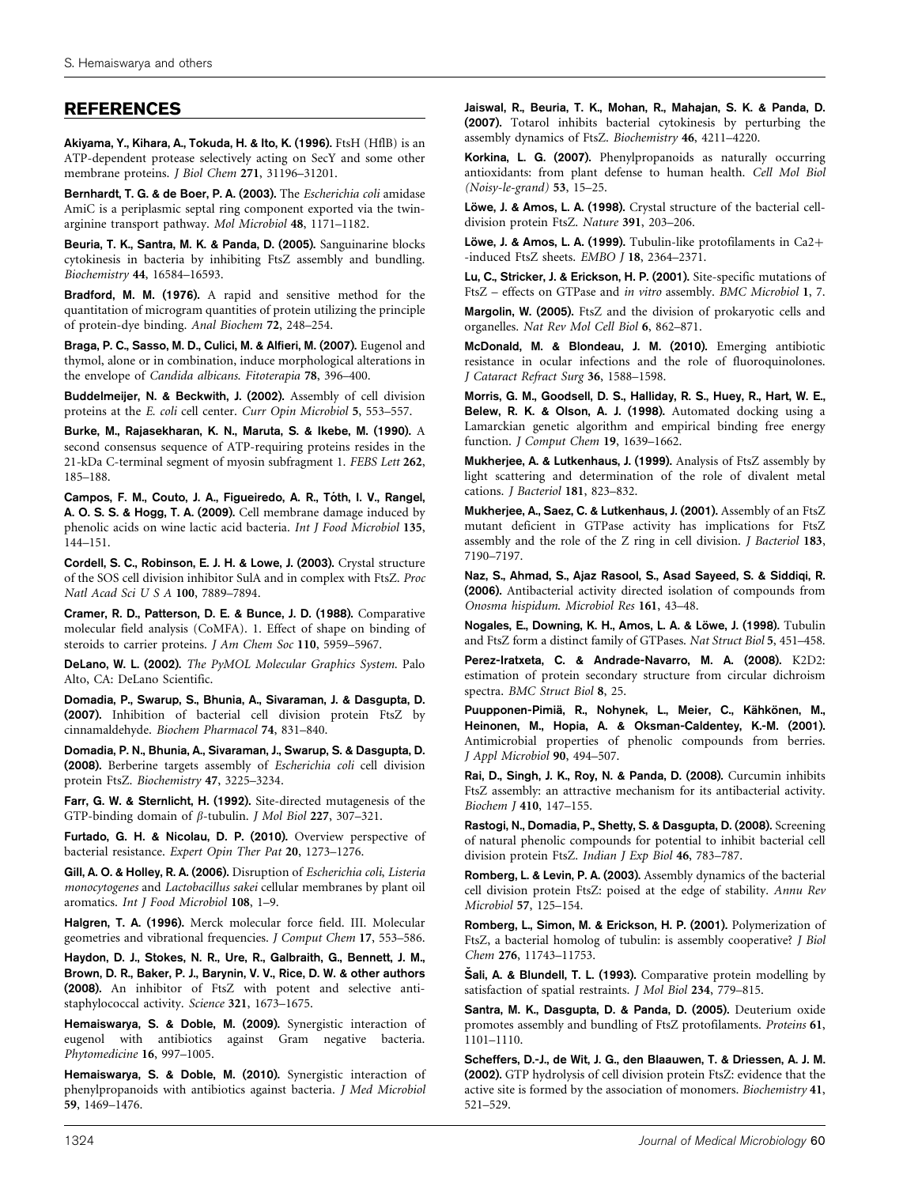## REFERENCES

**Akiyama, Y., Kihara, A., Tokuda, H. & Ito, K. (1996).** FtsH (HflB) is an ATP-dependent protease selectively acting on SecY and some other membrane proteins. *J Biol Chem* **271**, 31196–31201.

**Bernhardt, T. G. & de Boer, P. A. (2003).** The *Escherichia coli* amidase AmiC is a periplasmic septal ring component exported via the twin-arginine transport pathway. *Mol Microbiol* **48**, 1171–1182.

**Beuria, T. K., Santra, M. K. & Panda, D. (2005).** Sanguinarine blocks cytokinesis in bacteria by inhibiting FtsZ assembly and bundling. *Biochemistry* **44**, 16584–16593.

**Bradford, M. M. (1976).** A rapid and sensitive method for the quantitation of microgram quantities of protein utilizing the principle of protein-dye binding. *Anal Biochem* **72**, 248–254.

**Braga, P. C., Sasso, M. D., Culici, M. & Alfieri, M. (2007).** Eugenol and thymol, alone or in combination, induce morphological alterations in the envelope of *Candida albicans*. *Fitoterapia* **78**, 396–400.

**Buddelmeijer, N. & Beckwith, J. (2002).** Assembly of cell division proteins at the *E. coli* cell center. *Curr Opin Microbiol* **5**, 553–557.

**Burke, M., Rajasekharan, K. N., Maruta, S. & Ikebe, M. (1990).** A second consensus sequence of ATP-requiring proteins resides in the 21-kDa C-terminal segment of myosin subfragment 1. *FEBS Lett* **262**, 185–188.

**Campos, F. M., Couto, J. A., Figueiredo, A. R., Tóth, I. V., Rangel, A. O. S. S. & Hogg, T. A. (2009).** Cell membrane damage induced by phenolic acids on wine lactic acid bacteria. *Int J Food Microbiol* **135**, 144–151.

**Cordell, S. C., Robinson, E. J. H. & Lowe, J. (2003).** Crystal structure of the SOS cell division inhibitor SulA and in complex with FtsZ. *Proc Natl Acad Sci U S A* **100**, 7889–7894.

**Cramer, R. D., Patterson, D. E. & Bunce, J. D. (1988).** Comparative molecular field analysis (CoMFA). 1. Effect of shape on binding of steroids to carrier proteins. *J Am Chem Soc* **110**, 5959–5967.

**DeLano, W. L. (2002).** *The PyMOL Molecular Graphics System*. Palo Alto, CA: DeLano Scientific.

**Domadia, P., Swarup, S., Bhunia, A., Sivaraman, J. & Dasgupta, D. (2007).** Inhibition of bacterial cell division protein FtsZ by cinnamaldehyde. *Biochem Pharmacol* **74**, 831–840.

**Domadia, P. N., Bhunia, A., Sivaraman, J., Swarup, S. & Dasgupta, D. (2008).** Berberine targets assembly of *Escherichia coli* cell division protein FtsZ. *Biochemistry* **47**, 3225–3234.

**Farr, G. W. & Sternlicht, H. (1992).** Site-directed mutagenesis of the GTP-binding domain of $\beta$-tubulin. *J Mol Biol* **227**, 307–321.

**Furtado, G. H. & Nicolau, D. P. (2010).** Overview perspective of bacterial resistance. *Expert Opin Ther Pat* **20**, 1273–1276.

**Gill, A. O. & Holley, R. A. (2006).** Disruption of *Escherichia coli*, *Listeria monocytogenes* and *Lactobacillus sakei* cellular membranes by plant oil aromatics. *Int J Food Microbiol* **108**, 1–9.

**Halgren, T. A. (1996).** Merck molecular force field. III. Molecular geometries and vibrational frequencies. *J Comput Chem* **17**, 553–586.

**Haydon, D. J., Stokes, N. R., Ure, R., Galbraith, G., Bennett, J. M., Brown, D. R., Baker, P. J., Barynin, V. V., Rice, D. W. & other authors (2008).** An inhibitor of FtsZ with potent and selective anti-staphylococcal activity. *Science* **321**, 1673–1675.

**Hemaiswarya, S. & Doble, M. (2009).** Synergistic interaction of eugenol with antibiotics against Gram negative bacteria. *Phytomedicine* **16**, 997–1005.

**Hemaiswarya, S. & Doble, M. (2010).** Synergistic interaction of phenylpropanoids with antibiotics against bacteria. *J Med Microbiol* **59**, 1469–1476.

**Jaiswal, R., Beuria, T. K., Mohan, R., Mahajan, S. K. & Panda, D. (2007).** Totarol inhibits bacterial cytokinesis by perturbing the assembly dynamics of FtsZ. *Biochemistry* **46**, 4211–4220.

**Korkina, L. G. (2007).** Phenylpropanoids as naturally occurring antioxidants: from plant defense to human health. *Cell Mol Biol (Noisy-le-grand)* **53**, 15–25.

**Löwe, J. & Amos, L. A. (1998).** Crystal structure of the bacterial cell-division protein FtsZ. *Nature* **391**, 203–206.

**Löwe, J. & Amos, L. A. (1999).** Tubulin-like protofilaments in Ca2+ -induced FtsZ sheets. *EMBO J* **18**, 2364–2371.

**Lu, C., Stricker, J. & Erickson, H. P. (2001).** Site-specific mutations of FtsZ – effects on GTPase and *in vitro* assembly. *BMC Microbiol* **1**, 7.

**Margolin, W. (2005).** FtsZ and the division of prokaryotic cells and organelles. *Nat Rev Mol Cell Biol* **6**, 862–871.

**McDonald, M. & Blondeau, J. M. (2010).** Emerging antibiotic resistance in ocular infections and the role of fluoroquinolones. *J Cataract Refract Surg* **36**, 1588–1598.

**Morris, G. M., Goodsell, D. S., Halliday, R. S., Huey, R., Hart, W. E., Belew, R. K. & Olson, A. J. (1998).** Automated docking using a Lamarckian genetic algorithm and empirical binding free energy function. *J Comput Chem* **19**, 1639–1662.

**Mukherjee, A. & Lutkenhaus, J. (1999).** Analysis of FtsZ assembly by light scattering and determination of the role of divalent metal cations. *J Bacteriol* **181**, 823–832.

**Mukherjee, A., Saez, C. & Lutkenhaus, J. (2001).** Assembly of an FtsZ mutant deficient in GTPase activity has implications for FtsZ assembly and the role of the Z ring in cell division. *J Bacteriol* **183**, 7190–7197.

**Naz, S., Ahmad, S., Ajaz Rasool, S., Asad Sayeed, S. & Siddiqi, R. (2006).** Antibacterial activity directed isolation of compounds from *Onosma hispidum*. *Microbiol Res* **161**, 43–48.

**Nogales, E., Downing, K. H., Amos, L. A. & Löwe, J. (1998).** Tubulin and FtsZ form a distinct family of GTPases. *Nat Struct Biol* **5**, 451–458.

**Perez-Iratxeta, C. & Andrade-Navarro, M. A. (2008).** K2D2: estimation of protein secondary structure from circular dichroism spectra. *BMC Struct Biol* **8**, 25.

**Puupponen-Pimiä, R., Nohynek, L., Meier, C., Kähkönen, M., Heinonen, M., Hopia, A. & Oksman-Caldentey, K.-M. (2001).** Antimicrobial properties of phenolic compounds from berries. *J Appl Microbiol* **90**, 494–507.

**Rai, D., Singh, J. K., Roy, N. & Panda, D. (2008).** Curcumin inhibits FtsZ assembly: an attractive mechanism for its antibacterial activity. *Biochem J* **410**, 147–155.

**Rastogi, N., Domadia, P., Shetty, S. & Dasgupta, D. (2008).** Screening of natural phenolic compounds for potential to inhibit bacterial cell division protein FtsZ. *Indian J Exp Biol* **46**, 783–787.

**Romberg, L. & Levin, P. A. (2003).** Assembly dynamics of the bacterial cell division protein FtsZ: poised at the edge of stability. *Annu Rev Microbiol* **57**, 125–154.

**Romberg, L., Simon, M. & Erickson, H. P. (2001).** Polymerization of FtsZ, a bacterial homolog of tubulin: is assembly cooperative? *J Biol Chem* **276**, 11743–11753.

**Šali, A. & Blundell, T. L. (1993).** Comparative protein modelling by satisfaction of spatial restraints. *J Mol Biol* **234**, 779–815.

**Santra, M. K., Dasgupta, D. & Panda, D. (2005).** Deuterium oxide promotes assembly and bundling of FtsZ protofilaments. *Proteins* **61**, 1101–1110.

**Scheffers, D.-J., de Wit, J. G., den Blaauwen, T. & Driessen, A. J. M. (2002).** GTP hydrolysis of cell division protein FtsZ: evidence that the active site is formed by the association of monomers. *Biochemistry* **41**, 521–529.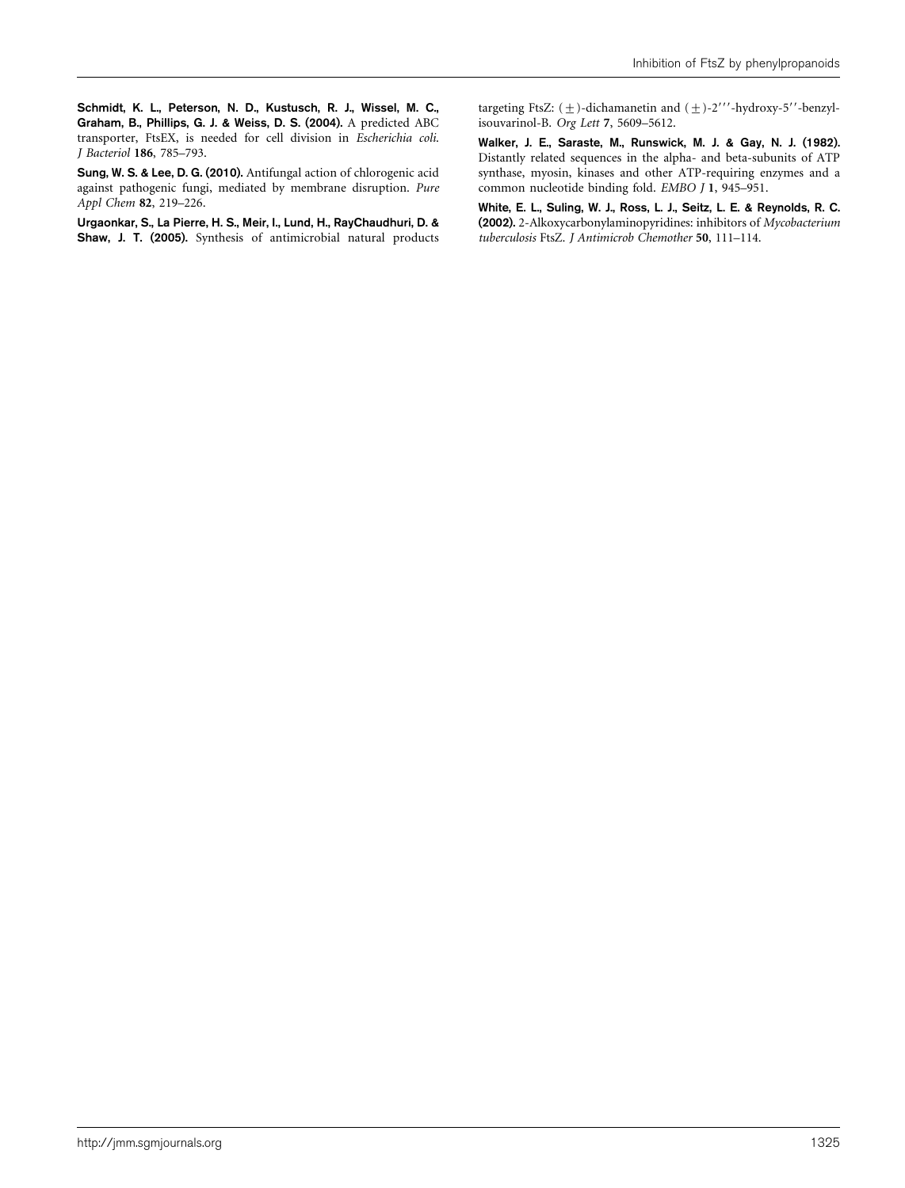**Schmidt, K. L., Peterson, N. D., Kustusch, R. J., Wissel, M. C., Graham, B., Phillips, G. J. & Weiss, D. S. (2004).** A predicted ABC transporter, FtsEX, is needed for cell division in *Escherichia coli*. *J Bacteriol* **186**, 785–793.

**Sung, W. S. & Lee, D. G. (2010).** Antifungal action of chlorogenic acid against pathogenic fungi, mediated by membrane disruption. *Pure Appl Chem* **82**, 219–226.

**Urgaonkar, S., La Pierre, H. S., Meir, I., Lund, H., RayChaudhuri, D. & Shaw, J. T. (2005).** Synthesis of antimicrobial natural products targeting FtsZ: (±)-dichamanetin and (±)-2‴-hydroxy-5″-benzylisouvarinol-B. *Org Lett* **7**, 5609–5612.

**Walker, J. E., Saraste, M., Runswick, M. J. & Gay, N. J. (1982).** Distantly related sequences in the alpha- and beta-subunits of ATP synthase, myosin, kinases and other ATP-requiring enzymes and a common nucleotide binding fold. *EMBO J* **1**, 945–951.

**White, E. L., Suling, W. J., Ross, L. J., Seitz, L. E. & Reynolds, R. C. (2002).** 2-Alkoxycarbonylaminopyridines: inhibitors of *Mycobacterium tuberculosis* FtsZ. *J Antimicrob Chemother* **50**, 111–114.